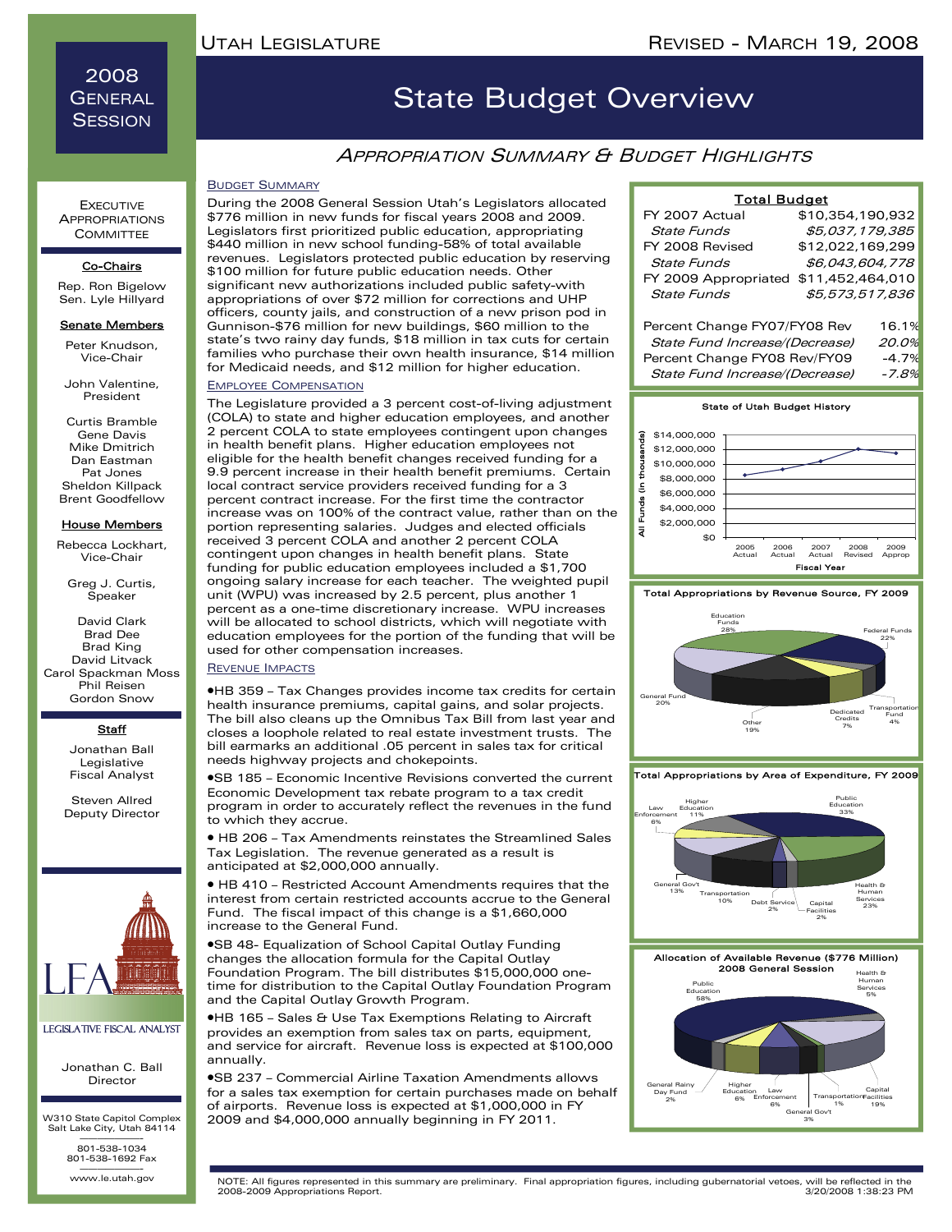# 2008 General Session

# State Budget Overview

## Appropriation Summary & Budget Highlights

Utah Legislature — Revised - March 19, 2008

**Executive Appropriations Committee**

**Co-Chairs**
Rep. Ron Bigelow
Sen. Lyle Hillyard

**Senate Members**
Peter Knudson, Vice-Chair
John Valentine, President
Curtis Bramble
Gene Davis
Mike Dmitrich
Dan Eastman
Pat Jones
Sheldon Killpack
Brent Goodfellow

**House Members**
Rebecca Lockhart, Vice-Chair
Greg J. Curtis, Speaker
David Clark
Brad Dee
Brad King
David Litvack
Carol Spackman Moss
Phil Reisen
Gordon Snow

**Staff**
Jonathan Ball, Legislative Fiscal Analyst
Steven Allred, Deputy Director

LFA — Legislative Fiscal Analyst
Jonathan C. Ball, Director

W310 State Capitol Complex
Salt Lake City, Utah 84114
801-538-1034
801-538-1692 Fax
www.le.utah.gov

### Budget Summary

During the 2008 General Session Utah's Legislators allocated $776 million in new funds for fiscal years 2008 and 2009. Legislators first prioritized public education, appropriating $440 million in new school funding-58% of total available revenues. Legislators protected public education by reserving $100 million for future public education needs. Other significant new authorizations included public safety-with appropriations of over $72 million for corrections and UHP officers, county jails, and construction of a new prison pod in Gunnison-$76 million for new buildings, $60 million to the state's two rainy day funds, $18 million in tax cuts for certain families who purchase their own health insurance, $14 million for Medicaid needs, and $12 million for higher education.

### Employee Compensation

The Legislature provided a 3 percent cost-of-living adjustment (COLA) to state and higher education employees, and another 2 percent COLA to state employees contingent upon changes in health benefit plans. Higher education employees not eligible for the health benefit changes received funding for a 9.9 percent increase in their health benefit premiums. Certain local contract service providers received funding for a 3 percent contract increase. For the first time the contractor increase was on 100% of the contract value, rather than on the portion representing salaries. Judges and elected officials received 3 percent COLA and another 2 percent COLA contingent upon changes in health benefit plans. State funding for public education employees included a $1,700 ongoing salary increase for each teacher. The weighted pupil unit (WPU) was increased by 2.5 percent, plus another 1 percent as a one-time discretionary increase. WPU increases will be allocated to school districts, which will negotiate with education employees for the portion of the funding that will be used for other compensation increases.

### Revenue Impacts

- HB 359 – Tax Changes provides income tax credits for certain health insurance premiums, capital gains, and solar projects. The bill also cleans up the Omnibus Tax Bill from last year and closes a loophole related to real estate investment trusts. The bill earmarks an additional .05 percent in sales tax for critical needs highway projects and chokepoints.
- SB 185 – Economic Incentive Revisions converted the current Economic Development tax rebate program to a tax credit program in order to accurately reflect the revenues in the fund to which they accrue.
- HB 206 – Tax Amendments reinstates the Streamlined Sales Tax Legislation. The revenue generated as a result is anticipated at $2,000,000 annually.
- HB 410 – Restricted Account Amendments requires that the interest from certain restricted accounts accrue to the General Fund. The fiscal impact of this change is a $1,660,000 increase to the General Fund.
- SB 48- Equalization of School Capital Outlay Funding changes the allocation formula for the Capital Outlay Foundation Program. The bill distributes $15,000,000 one-time for distribution to the Capital Outlay Foundation Program and the Capital Outlay Growth Program.
- HB 165 – Sales & Use Tax Exemptions Relating to Aircraft provides an exemption from sales tax on parts, equipment, and service for aircraft. Revenue loss is expected at $100,000 annually.
- SB 237 – Commercial Airline Taxation Amendments allows for a sales tax exemption for certain purchases made on behalf of airlines. Revenue loss is expected at $1,000,000 in FY 2009 and $4,000,000 annually beginning in FY 2011.

**Total Budget**

| | |
|---|---|
| FY 2007 Actual | $10,354,190,932 |
| *State Funds* | *$5,037,179,385* |
| FY 2008 Revised | $12,022,169,299 |
| *State Funds* | *$6,043,604,778* |
| FY 2009 Appropriated | $11,452,464,010 |
| *State Funds* | *$5,573,517,836* |
| Percent Change FY07/FY08 Rev | 16.1% |
| *State Fund Increase/(Decrease)* | *20.0%* |
| Percent Change FY08 Rev/FY09 | -4.7% |
| *State Fund Increase/(Decrease)* | *-7.8%* |

**State of Utah Budget History** (All Funds (in thousands); Fiscal Year: 2005 Actual, 2006 Actual, 2007 Actual, 2008 Revised, 2009 Approp)

**Total Appropriations by Revenue Source, FY 2009**

| Source | Percent |
|---|---|
| Education Funds | 28% |
| Federal Funds | 22% |
| General Fund | 20% |
| Other | 19% |
| Dedicated Credits | 7% |
| Transportation Fund | 4% |

**Total Appropriations by Area of Expenditure, FY 2009**

| Area | Percent |
|---|---|
| Public Education | 33% |
| Health & Human Services | 23% |
| General Gov't | 13% |
| Higher Education | 11% |
| Transportation | 10% |
| Law Enforcement | 6% |
| Debt Service | 2% |
| Capital Facilities | 2% |

**Allocation of Available Revenue ($776 Million) 2008 General Session**

| Area | Percent |
|---|---|
| Public Education | 58% |
| Capital Facilities | 19% |
| Higher Education | 6% |
| Law Enforcement | 6% |
| Health & Human Services | 5% |
| General Gov't | 3% |
| General Rainy Day Fund | 2% |
| Transportation | 1% |

NOTE: All figures represented in this summary are preliminary. Final appropriation figures, including gubernatorial vetoes, will be reflected in the 2008-2009 Appropriations Report. 3/20/2008 1:38:23 PM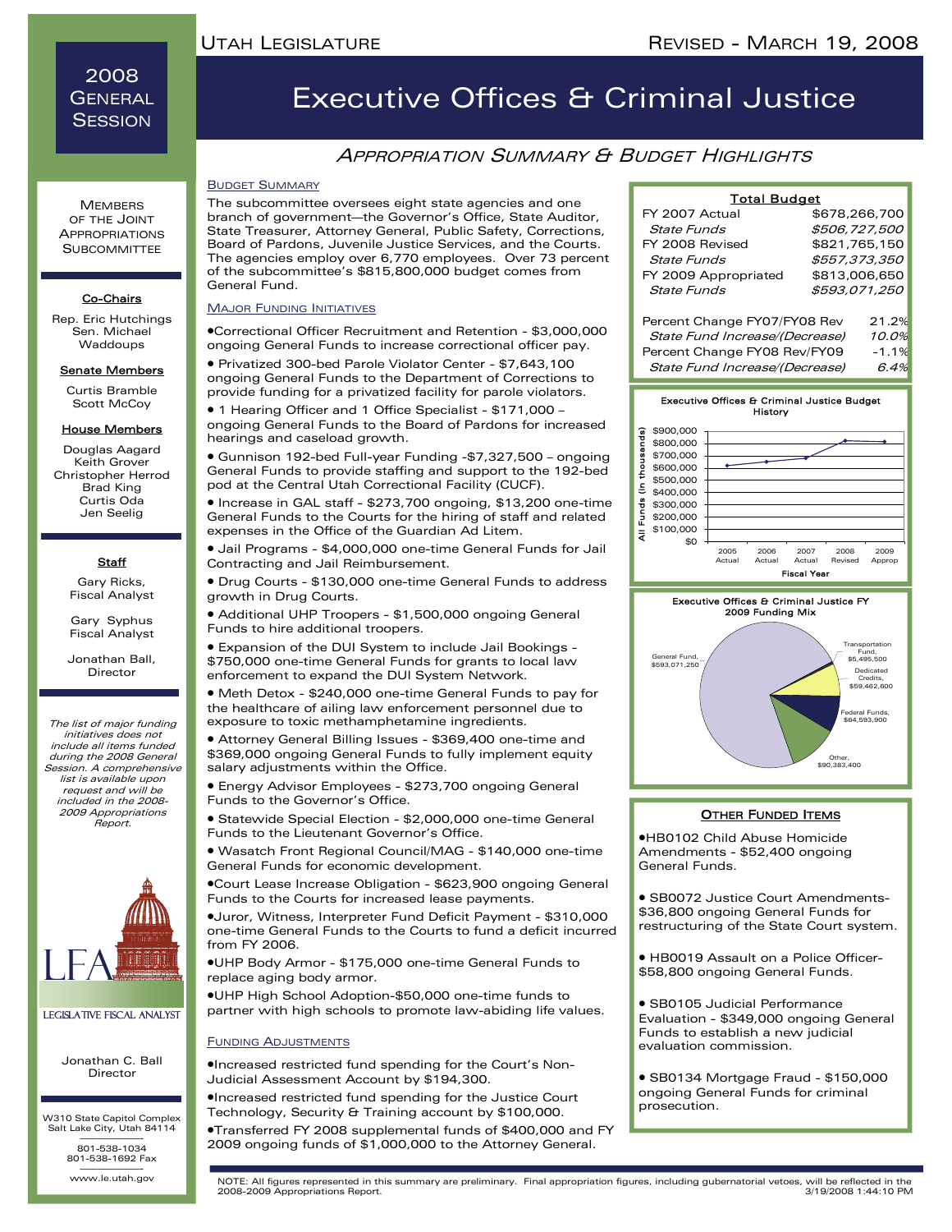# 2008 General Session

# Executive Offices & Criminal Justice

## Appropriation Summary & Budget Highlights

### Members of the Joint Appropriations Subcommittee

**Co-Chairs**

Rep. Eric Hutchings
Sen. Michael Waddoups

**Senate Members**

Curtis Bramble
Scott McCoy

**House Members**

Douglas Aagard
Keith Grover
Christopher Herrod
Brad King
Curtis Oda
Jen Seelig

**Staff**

Gary Ricks, Fiscal Analyst

Gary Syphus Fiscal Analyst

Jonathan Ball, Director

*The list of major funding initiatives does not include all items funded during the 2008 General Session. A comprehensive list is available upon request and will be included in the 2008-2009 Appropriations Report.*

LFA
LEGISLATIVE FISCAL ANALYST

Jonathan C. Ball
Director

W310 State Capitol Complex
Salt Lake City, Utah 84114

801-538-1034
801-538-1692 Fax

www.le.utah.gov

### Budget Summary

The subcommittee oversees eight state agencies and one branch of government—the Governor's Office, State Auditor, State Treasurer, Attorney General, Public Safety, Corrections, Board of Pardons, Juvenile Justice Services, and the Courts. The agencies employ over 6,770 employees. Over 73 percent of the subcommittee's $815,800,000 budget comes from General Fund.

### Major Funding Initiatives

- Correctional Officer Recruitment and Retention - $3,000,000 ongoing General Funds to increase correctional officer pay.
- Privatized 300-bed Parole Violator Center - $7,643,100 ongoing General Funds to the Department of Corrections to provide funding for a privatized facility for parole violators.
- 1 Hearing Officer and 1 Office Specialist - $171,000 – ongoing General Funds to the Board of Pardons for increased hearings and caseload growth.
- Gunnison 192-bed Full-year Funding -$7,327,500 – ongoing General Funds to provide staffing and support to the 192-bed pod at the Central Utah Correctional Facility (CUCF).
- Increase in GAL staff - $273,700 ongoing, $13,200 one-time General Funds to the Courts for the hiring of staff and related expenses in the Office of the Guardian Ad Litem.
- Jail Programs - $4,000,000 one-time General Funds for Jail Contracting and Jail Reimbursement.
- Drug Courts - $130,000 one-time General Funds to address growth in Drug Courts.
- Additional UHP Troopers - $1,500,000 ongoing General Funds to hire additional troopers.
- Expansion of the DUI System to include Jail Bookings - $750,000 one-time General Funds for grants to local law enforcement to expand the DUI System Network.
- Meth Detox - $240,000 one-time General Funds to pay for the healthcare of ailing law enforcement personnel due to exposure to toxic methamphetamine ingredients.
- Attorney General Billing Issues - $369,400 one-time and $369,000 ongoing General Funds to fully implement equity salary adjustments within the Office.
- Energy Advisor Employees - $273,700 ongoing General Funds to the Governor's Office.
- Statewide Special Election - $2,000,000 one-time General Funds to the Lieutenant Governor's Office.
- Wasatch Front Regional Council/MAG - $140,000 one-time General Funds for economic development.
- Court Lease Increase Obligation - $623,900 ongoing General Funds to the Courts for increased lease payments.
- Juror, Witness, Interpreter Fund Deficit Payment - $310,000 one-time General Funds to the Courts to fund a deficit incurred from FY 2006.
- UHP Body Armor - $175,000 one-time General Funds to replace aging body armor.
- UHP High School Adoption-$50,000 one-time funds to partner with high schools to promote law-abiding life values.

### Funding Adjustments

- Increased restricted fund spending for the Court's Non-Judicial Assessment Account by $194,300.
- Increased restricted fund spending for the Justice Court Technology, Security & Training account by $100,000.
- Transferred FY 2008 supplemental funds of $400,000 and FY 2009 ongoing funds of $1,000,000 to the Attorney General.

### Total Budget

| | |
|---|---|
| FY 2007 Actual | $678,266,700 |
| *State Funds* | *$506,727,500* |
| FY 2008 Revised | $821,765,150 |
| *State Funds* | *$557,373,350* |
| FY 2009 Appropriated | $813,006,650 |
| *State Funds* | *$593,071,250* |
| Percent Change FY07/FY08 Rev | 21.2% |
| *State Fund Increase/(Decrease)* | *10.0%* |
| Percent Change FY08 Rev/FY09 | -1.1% |
| *State Fund Increase/(Decrease)* | *6.4%* |

**Executive Offices & Criminal Justice Budget History**

All Funds (In thousands); Fiscal Year: 2005 Actual, 2006 Actual, 2007 Actual, 2008 Revised, 2009 Approp

**Executive Offices & Criminal Justice FY 2009 Funding Mix**

General Fund, $593,071,250; Transportation Fund, $5,495,500; Dedicated Credits, $59,462,600; Federal Funds, $64,593,900; Other, $90,383,400

### Other Funded Items

- HB0102 Child Abuse Homicide Amendments - $52,400 ongoing General Funds.
- SB0072 Justice Court Amendments- $36,800 ongoing General Funds for restructuring of the State Court system.
- HB0019 Assault on a Police Officer- $58,800 ongoing General Funds.
- SB0105 Judicial Performance Evaluation - $349,000 ongoing General Funds to establish a new judicial evaluation commission.
- SB0134 Mortgage Fraud - $150,000 ongoing General Funds for criminal prosecution.

NOTE: All figures represented in this summary are preliminary. Final appropriation figures, including gubernatorial vetoes, will be reflected in the 2008-2009 Appropriations Report.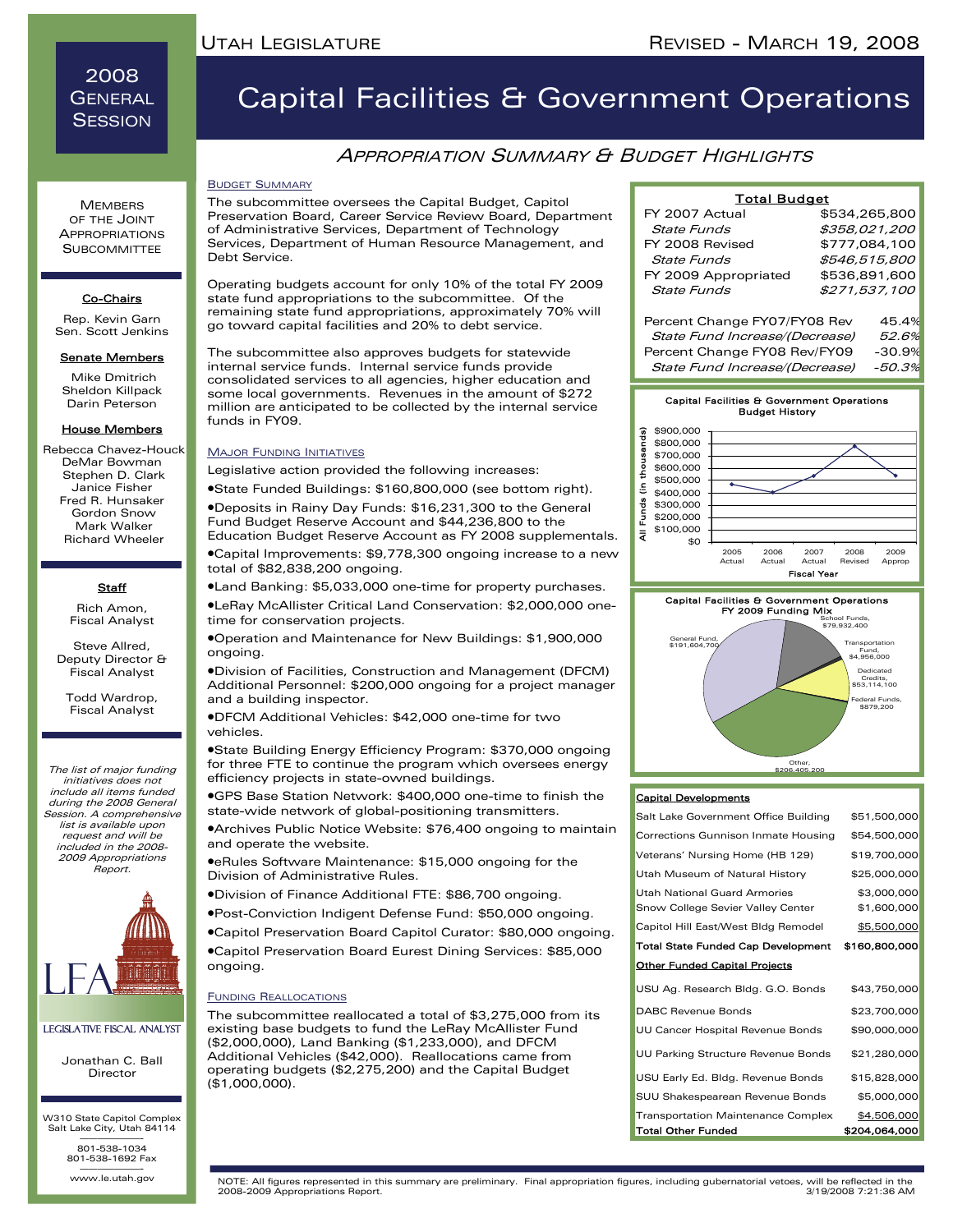# 2008 General Session

# Capital Facilities & Government Operations

## Appropriation Summary & Budget Highlights

### Members of the Joint Appropriations Subcommittee

**Co-Chairs**

Rep. Kevin Garn
Sen. Scott Jenkins

**Senate Members**

Mike Dmitrich
Sheldon Killpack
Darin Peterson

**House Members**

Rebecca Chavez-Houck
DeMar Bowman
Stephen D. Clark
Janice Fisher
Fred R. Hunsaker
Gordon Snow
Mark Walker
Richard Wheeler

**Staff**

Rich Amon, Fiscal Analyst

Steve Allred, Deputy Director & Fiscal Analyst

Todd Wardrop, Fiscal Analyst

*The list of major funding initiatives does not include all items funded during the 2008 General Session. A comprehensive list is available upon request and will be included in the 2008-2009 Appropriations Report.*

LFA Legislative Fiscal Analyst

Jonathan C. Ball
Director

W310 State Capitol Complex
Salt Lake City, Utah 84114

801-538-1034
801-538-1692 Fax

www.le.utah.gov

### Budget Summary

The subcommittee oversees the Capital Budget, Capitol Preservation Board, Career Service Review Board, Department of Administrative Services, Department of Technology Services, Department of Human Resource Management, and Debt Service.

Operating budgets account for only 10% of the total FY 2009 state fund appropriations to the subcommittee. Of the remaining state fund appropriations, approximately 70% will go toward capital facilities and 20% to debt service.

The subcommittee also approves budgets for statewide internal service funds. Internal service funds provide consolidated services to all agencies, higher education and some local governments. Revenues in the amount of $272 million are anticipated to be collected by the internal service funds in FY09.

### Major Funding Initiatives

Legislative action provided the following increases:

- State Funded Buildings: $160,800,000 (see bottom right).
- Deposits in Rainy Day Funds: $16,231,300 to the General Fund Budget Reserve Account and $44,236,800 to the Education Budget Reserve Account as FY 2008 supplementals.
- Capital Improvements: $9,778,300 ongoing increase to a new total of $82,838,200 ongoing.
- Land Banking: $5,033,000 one-time for property purchases.
- LeRay McAllister Critical Land Conservation: $2,000,000 one-time for conservation projects.
- Operation and Maintenance for New Buildings: $1,900,000 ongoing.
- Division of Facilities, Construction and Management (DFCM) Additional Personnel: $200,000 ongoing for a project manager and a building inspector.
- DFCM Additional Vehicles: $42,000 one-time for two vehicles.
- State Building Energy Efficiency Program: $370,000 ongoing for three FTE to continue the program which oversees energy efficiency projects in state-owned buildings.
- GPS Base Station Network: $400,000 one-time to finish the state-wide network of global-positioning transmitters.
- Archives Public Notice Website: $76,400 ongoing to maintain and operate the website.
- eRules Software Maintenance: $15,000 ongoing for the Division of Administrative Rules.
- Division of Finance Additional FTE: $86,700 ongoing.
- Post-Conviction Indigent Defense Fund: $50,000 ongoing.
- Capitol Preservation Board Capitol Curator: $80,000 ongoing.
- Capitol Preservation Board Eurest Dining Services: $85,000 ongoing.

### Funding Reallocations

The subcommittee reallocated a total of $3,275,000 from its existing base budgets to fund the LeRay McAllister Fund ($2,000,000), Land Banking ($1,233,000), and DFCM Additional Vehicles ($42,000). Reallocations came from operating budgets ($2,275,200) and the Capital Budget ($1,000,000).

**Total Budget**

| | |
|---|---|
| FY 2007 Actual | $534,265,800 |
| *State Funds* | *$358,021,200* |
| FY 2008 Revised | $777,084,100 |
| *State Funds* | *$546,515,800* |
| FY 2009 Appropriated | $536,891,600 |
| *State Funds* | *$271,537,100* |
| Percent Change FY07/FY08 Rev | 45.4% |
| *State Fund Increase/(Decrease)* | *52.6%* |
| Percent Change FY08 Rev/FY09 | -30.9% |
| *State Fund Increase/(Decrease)* | *-50.3%* |

**Capital Facilities & Government Operations Budget History**

| Fiscal Year | All Funds (in thousands) (approx.) |
|---|---|
| 2005 Actual | ~$470,000 |
| 2006 Actual | ~$410,000 |
| 2007 Actual | ~$534,000 |
| 2008 Revised | ~$777,000 |
| 2009 Approp | ~$537,000 |

**Capital Facilities & Government Operations FY 2009 Funding Mix**

| Source | Amount |
|---|---|
| General Fund | $191,604,700 |
| School Funds | $79,932,400 |
| Transportation Fund | $4,956,000 |
| Dedicated Credits | $53,114,100 |
| Federal Funds | $879,200 |
| Other | $206,405,200 |

**Capital Developments**

| | |
|---|---|
| Salt Lake Government Office Building | $51,500,000 |
| Corrections Gunnison Inmate Housing | $54,500,000 |
| Veterans' Nursing Home (HB 129) | $19,700,000 |
| Utah Museum of Natural History | $25,000,000 |
| Utah National Guard Armories | $3,000,000 |
| Snow College Sevier Valley Center | $1,600,000 |
| Capitol Hill East/West Bldg Remodel | $5,500,000 |
| **Total State Funded Cap Development** | **$160,800,000** |

**Other Funded Capital Projects**

| | |
|---|---|
| USU Ag. Research Bldg. G.O. Bonds | $43,750,000 |
| DABC Revenue Bonds | $23,700,000 |
| UU Cancer Hospital Revenue Bonds | $90,000,000 |
| UU Parking Structure Revenue Bonds | $21,280,000 |
| USU Early Ed. Bldg. Revenue Bonds | $15,828,000 |
| SUU Shakespearean Revenue Bonds | $5,000,000 |
| Transportation Maintenance Complex | $4,506,000 |
| **Total Other Funded** | **$204,064,000** |

NOTE: All figures represented in this summary are preliminary. Final appropriation figures, including gubernatorial vetoes, will be reflected in the 2008-2009 Appropriations Report.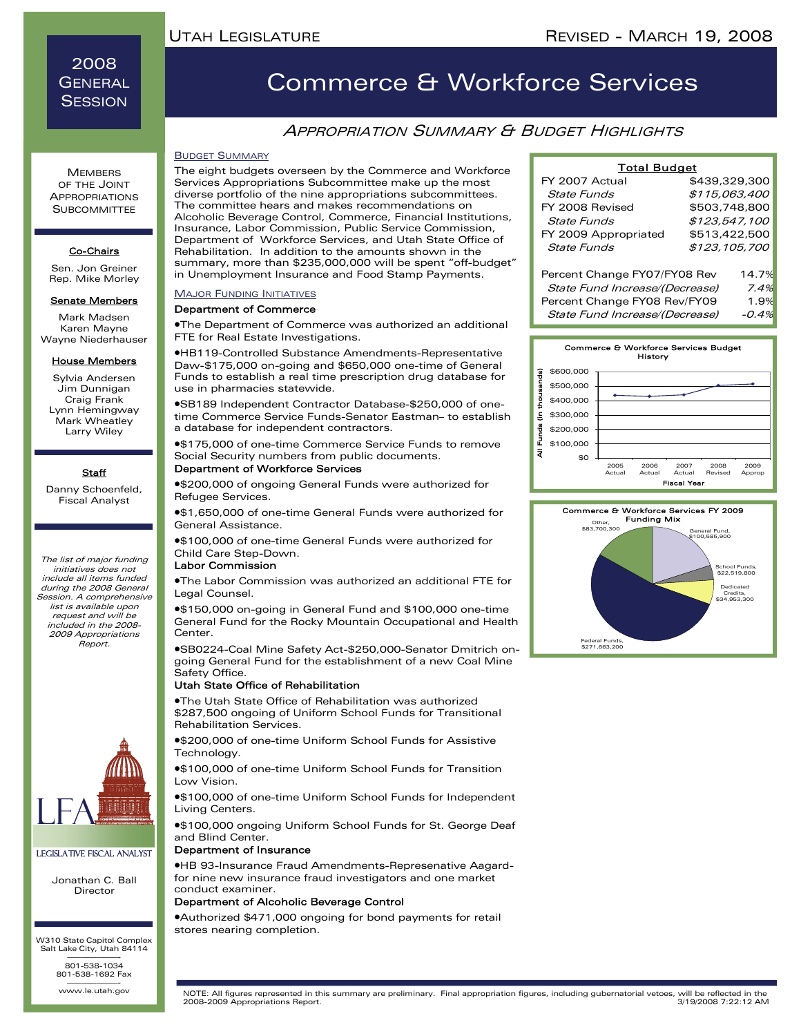# Commerce & Workforce Services

## Appropriation Summary & Budget Highlights

**2008 General Session**

### Members of the Joint Appropriations Subcommittee

**Co-Chairs**

Sen. Jon Greiner
Rep. Mike Morley

**Senate Members**

Mark Madsen
Karen Mayne
Wayne Niederhauser

**House Members**

Sylvia Andersen
Jim Dunnigan
Craig Frank
Lynn Hemingway
Mark Wheatley
Larry Wiley

**Staff**

Danny Schoenfeld, Fiscal Analyst

*The list of major funding initiatives does not include all items funded during the 2008 General Session. A comprehensive list is available upon request and will be included in the 2008-2009 Appropriations Report.*

LFA – Legislative Fiscal Analyst

Jonathan C. Ball
Director

W310 State Capitol Complex
Salt Lake City, Utah 84114

801-538-1034
801-538-1692 Fax

www.le.utah.gov

### Budget Summary

The eight budgets overseen by the Commerce and Workforce Services Appropriations Subcommittee make up the most diverse portfolio of the nine appropriations subcommittees. The committee hears and makes recommendations on Alcoholic Beverage Control, Commerce, Financial Institutions, Insurance, Labor Commission, Public Service Commission, Department of Workforce Services, and Utah State Office of Rehabilitation. In addition to the amounts shown in the summary, more than $235,000,000 will be spent "off-budget" in Unemployment Insurance and Food Stamp Payments.

| Total Budget | |
|---|---|
| FY 2007 Actual | $439,329,300 |
| *State Funds* | *$115,063,400* |
| FY 2008 Revised | $503,748,800 |
| *State Funds* | *$123,547,100* |
| FY 2009 Appropriated | $513,422,500 |
| *State Funds* | *$123,105,700* |
| | |
| Percent Change FY07/FY08 Rev | 14.7% |
| *State Fund Increase/(Decrease)* | *7.4%* |
| Percent Change FY08 Rev/FY09 | 1.9% |
| *State Fund Increase/(Decrease)* | *-0.4%* |

**Commerce & Workforce Services Budget History**

| Fiscal Year | 2005 Actual | 2006 Actual | 2007 Actual | 2008 Revised | 2009 Approp |
|---|---|---|---|---|---|

(All Funds (in thousands), scale $0 – $600,000)

**Commerce & Workforce Services FY 2009 Funding Mix**

| Source | Amount |
|---|---|
| General Fund | $100,585,900 |
| School Funds | $22,519,800 |
| Dedicated Credits | $34,953,300 |
| Federal Funds | $271,663,200 |
| Other | $83,700,300 |

### Major Funding Initiatives

**Department of Commerce**

- The Department of Commerce was authorized an additional FTE for Real Estate Investigations.
- HB119-Controlled Substance Amendments-Representative Daw-$175,000 on-going and $650,000 one-time of General Funds to establish a real time prescription drug database for use in pharmacies statewide.
- SB189 Independent Contractor Database-$250,000 of one-time Commerce Service Funds-Senator Eastman– to establish a database for independent contractors.
- $175,000 of one-time Commerce Service Funds to remove Social Security numbers from public documents.

**Department of Workforce Services**

- $200,000 of ongoing General Funds were authorized for Refugee Services.
- $1,650,000 of one-time General Funds were authorized for General Assistance.
- $100,000 of one-time General Funds were authorized for Child Care Step-Down.

**Labor Commission**

- The Labor Commission was authorized an additional FTE for Legal Counsel.
- $150,000 on-going in General Fund and $100,000 one-time General Fund for the Rocky Mountain Occupational and Health Center.
- SB0224-Coal Mine Safety Act-$250,000-Senator Dmitrich on-going General Fund for the establishment of a new Coal Mine Safety Office.

**Utah State Office of Rehabilitation**

- The Utah State Office of Rehabilitation was authorized $287,500 ongoing of Uniform School Funds for Transitional Rehabilitation Services.
- $200,000 of one-time Uniform School Funds for Assistive Technology.
- $100,000 of one-time Uniform School Funds for Transition Low Vision.
- $100,000 of one-time Uniform School Funds for Independent Living Centers.
- $100,000 ongoing Uniform School Funds for St. George Deaf and Blind Center.

**Department of Insurance**

- HB 93-Insurance Fraud Amendments-Represenative Aagard-for nine new insurance fraud investigators and one market conduct examiner.

**Department of Alcoholic Beverage Control**

- Authorized $471,000 ongoing for bond payments for retail stores nearing completion.

NOTE: All figures represented in this summary are preliminary. Final appropriation figures, including gubernatorial vetoes, will be reflected in the 2008-2009 Appropriations Report.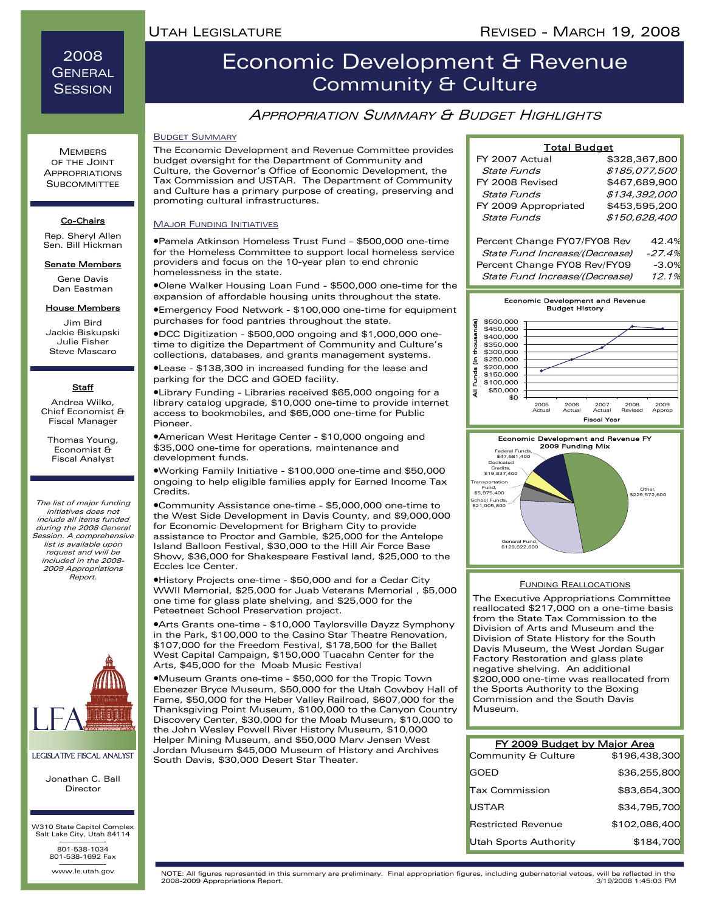2008 General Session

# Economic Development & Revenue
## Community & Culture

### Appropriation Summary & Budget Highlights

Revised - March 19, 2008

#### Budget Summary

The Economic Development and Revenue Committee provides budget oversight for the Department of Community and Culture, the Governor's Office of Economic Development, the Tax Commission and USTAR. The Department of Community and Culture has a primary purpose of creating, preserving and promoting cultural infrastructures.

#### Major Funding Initiatives

- Pamela Atkinson Homeless Trust Fund – $500,000 one-time for the Homeless Committee to support local homeless service providers and focus on the 10-year plan to end chronic homelessness in the state.
- Olene Walker Housing Loan Fund - $500,000 one-time for the expansion of affordable housing units throughout the state.
- Emergency Food Network - $100,000 one-time for equipment purchases for food pantries throughout the state.
- DCC Digitization - $500,000 ongoing and $1,000,000 one-time to digitize the Department of Community and Culture's collections, databases, and grants management systems.
- Lease - $138,300 in increased funding for the lease and parking for the DCC and GOED facility.
- Library Funding - Libraries received $65,000 ongoing for a library catalog upgrade, $10,000 one-time to provide internet access to bookmobiles, and $65,000 one-time for Public Pioneer.
- American West Heritage Center - $10,000 ongoing and $35,000 one-time for operations, maintenance and development funds.
- Working Family Initiative - $100,000 one-time and $50,000 ongoing to help eligible families apply for Earned Income Tax Credits.
- Community Assistance one-time - $5,000,000 one-time to the West Side Development in Davis County, and $9,000,000 for Economic Development for Brigham City to provide assistance to Proctor and Gamble, $25,000 for the Antelope Island Balloon Festival, $20,000 to the Hill Air Force Base Show, $36,000 for Shakespeare Festival land, $25,000 to the Eccles Ice Center.
- History Projects one-time - $50,000 and for a Cedar City WWII Memorial, $25,000 for Juab Veterans Memorial , $5,000 one time for glass plate shelving, and $25,000 for the Peteetneet School Preservation project.
- Arts Grants one-time - $10,000 Taylorsville Dayzz Symphony in the Park, $100,000 to the Casino Star Theatre Renovation, $107,000 for the Freedom Festival, $178,500 for the Ballet West Capital Campaign, $150,000 Tuacahn Center for the Arts, $45,000 for the Moab Music Festival
- Museum Grants one-time - $50,000 for the Tropic Town Ebenezer Bryce Museum, $50,000 for the Utah Cowboy Hall of Fame, $50,000 for the Heber Valley Railroad, $607,000 for the Thanksgiving Point Museum, $100,000 to the Canyon Country Discovery Center, $30,000 for the Moab Museum, $10,000 to the John Wesley Powell River History Museum, $10,000 Helper Mining Museum, and $50,000 Marv Jensen West Jordan Museum $45,000 Museum of History and Archives South Davis, $30,000 Desert Star Theater.

#### Total Budget

| | |
|---|---|
| FY 2007 Actual | $328,367,800 |
| *State Funds* | *$185,077,500* |
| FY 2008 Revised | $467,689,900 |
| *State Funds* | *$134,392,000* |
| FY 2009 Appropriated | $453,595,200 |
| *State Funds* | *$150,628,400* |
| Percent Change FY07/FY08 Rev | 42.4% |
| *State Fund Increase/(Decrease)* | *-27.4%* |
| Percent Change FY08 Rev/FY09 | -3.0% |
| *State Fund Increase/(Decrease)* | *12.1%* |

**Economic Development and Revenue Budget History**

All Funds (in thousands) by Fiscal Year: 2005 Actual, 2006 Actual, 2007 Actual, 2008 Revised, 2009 Approp

**Economic Development and Revenue FY 2009 Funding Mix**

- Federal Funds, $47,581,400
- Dedicated Credits, $19,837,400
- Transportation Fund, $5,975,400
- School Funds, $21,005,800
- General Fund, $129,622,600
- Other, $229,572,600

#### Funding Reallocations

The Executive Appropriations Committee reallocated $217,000 on a one-time basis from the State Tax Commission to the Division of Arts and Museum and the Division of State History for the South Davis Museum, the West Jordan Sugar Factory Restoration and glass plate negative shelving. An additional $200,000 one-time was reallocated from the Sports Authority to the Boxing Commission and the South Davis Museum.

#### FY 2009 Budget by Major Area

| | |
|---|---|
| Community & Culture | $196,438,300 |
| GOED | $36,255,800 |
| Tax Commission | $83,654,300 |
| USTAR | $34,795,700 |
| Restricted Revenue | $102,086,400 |
| Utah Sports Authority | $184,700 |

---

Members of the Joint Appropriations Subcommittee

**Co-Chairs**
Rep. Sheryl Allen
Sen. Bill Hickman

**Senate Members**
Gene Davis
Dan Eastman

**House Members**
Jim Bird
Jackie Biskupski
Julie Fisher
Steve Mascaro

**Staff**
Andrea Wilko, Chief Economist & Fiscal Manager

Thomas Young, Economist & Fiscal Analyst

*The list of major funding initiatives does not include all items funded during the 2008 General Session. A comprehensive list is available upon request and will be included in the 2008-2009 Appropriations Report.*

LFA — Legislative Fiscal Analyst

Jonathan C. Ball
Director

W310 State Capitol Complex
Salt Lake City, Utah 84114

801-538-1034
801-538-1692 Fax

www.le.utah.gov

NOTE: All figures represented in this summary are preliminary. Final appropriation figures, including gubernatorial vetoes, will be reflected in the 2008-2009 Appropriations Report. 3/19/2008 1:45:03 PM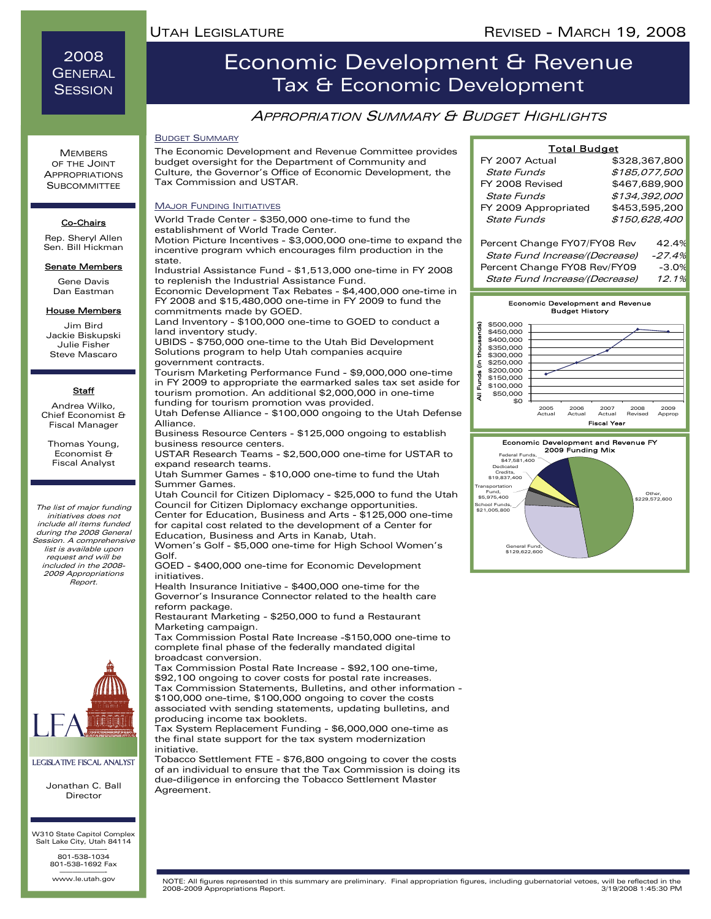2008 General Session

# Economic Development & Revenue
## Tax & Economic Development

### *Appropriation Summary & Budget Highlights*

**Members of the Joint Appropriations Subcommittee**

**Co-Chairs**

Rep. Sheryl Allen
Sen. Bill Hickman

**Senate Members**

Gene Davis
Dan Eastman

**House Members**

Jim Bird
Jackie Biskupski
Julie Fisher
Steve Mascaro

**Staff**

Andrea Wilko, Chief Economist & Fiscal Manager

Thomas Young, Economist & Fiscal Analyst

*The list of major funding initiatives does not include all items funded during the 2008 General Session. A comprehensive list is available upon request and will be included in the 2008-2009 Appropriations Report.*

LEGISLATIVE FISCAL ANALYST

Jonathan C. Ball
Director

W310 State Capitol Complex
Salt Lake City, Utah 84114

801-538-1034
801-538-1692 Fax

www.le.utah.gov

#### Budget Summary

The Economic Development and Revenue Committee provides budget oversight for the Department of Community and Culture, the Governor's Office of Economic Development, the Tax Commission and USTAR.

#### Major Funding Initiatives

World Trade Center - $350,000 one-time to fund the establishment of World Trade Center.

Motion Picture Incentives - $3,000,000 one-time to expand the incentive program which encourages film production in the state.

Industrial Assistance Fund - $1,513,000 one-time in FY 2008 to replenish the Industrial Assistance Fund.

Economic Development Tax Rebates - $4,400,000 one-time in FY 2008 and $15,480,000 one-time in FY 2009 to fund the commitments made by GOED.

Land Inventory - $100,000 one-time to GOED to conduct a land inventory study.

UBIDS - $750,000 one-time to the Utah Bid Development Solutions program to help Utah companies acquire government contracts.

Tourism Marketing Performance Fund - $9,000,000 one-time in FY 2009 to appropriate the earmarked sales tax set aside for tourism promotion. An additional $2,000,000 in one-time funding for tourism promotion was provided.

Utah Defense Alliance - $100,000 ongoing to the Utah Defense Alliance.

Business Resource Centers - $125,000 ongoing to establish business resource centers.

USTAR Research Teams - $2,500,000 one-time for USTAR to expand research teams.

Utah Summer Games - $10,000 one-time to fund the Utah Summer Games.

Utah Council for Citizen Diplomacy - $25,000 to fund the Utah Council for Citizen Diplomacy exchange opportunities.

Center for Education, Business and Arts - $125,000 one-time for capital cost related to the development of a Center for Education, Business and Arts in Kanab, Utah.

Women's Golf - $5,000 one-time for High School Women's Golf.

GOED - $400,000 one-time for Economic Development initiatives.

Health Insurance Initiative - $400,000 one-time for the Governor's Insurance Connector related to the health care reform package.

Restaurant Marketing - $250,000 to fund a Restaurant Marketing campaign.

Tax Commission Postal Rate Increase -$150,000 one-time to complete final phase of the federally mandated digital broadcast conversion.

Tax Commission Postal Rate Increase - $92,100 one-time, $92,100 ongoing to cover costs for postal rate increases.

Tax Commission Statements, Bulletins, and other information - $100,000 one-time, $100,000 ongoing to cover the costs associated with sending statements, updating bulletins, and producing income tax booklets.

Tax System Replacement Funding - $6,000,000 one-time as the final state support for the tax system modernization initiative.

Tobacco Settlement FTE - $76,800 ongoing to cover the costs of an individual to ensure that the Tax Commission is doing its due-diligence in enforcing the Tobacco Settlement Master Agreement.

| **Total Budget** | |
|---|---|
| FY 2007 Actual | $328,367,800 |
| *State Funds* | *$185,077,500* |
| FY 2008 Revised | $467,689,900 |
| *State Funds* | *$134,392,000* |
| FY 2009 Appropriated | $453,595,200 |
| *State Funds* | *$150,628,400* |
| | |
| Percent Change FY07/FY08 Rev | 42.4% |
| *State Fund Increase/(Decrease)* | *-27.4%* |
| Percent Change FY08 Rev/FY09 | -3.0% |
| *State Fund Increase/(Decrease)* | *12.1%* |

**Economic Development and Revenue Budget History**

| Fiscal Year | All Funds (In thousands) |
|---|---|
| 2005 Actual | ~$180,000 |
| 2006 Actual | ~$255,000 |
| 2007 Actual | ~$330,000 |
| 2008 Revised | ~$468,000 |
| 2009 Approp | ~$454,000 |

**Economic Development and Revenue FY 2009 Funding Mix**

| Source | Amount |
|---|---|
| Federal Funds | $47,581,400 |
| Dedicated Credits | $19,837,400 |
| Transportation Fund | $5,975,400 |
| School Funds | $21,005,800 |
| General Fund | $129,622,600 |
| Other | $229,572,600 |

NOTE: All figures represented in this summary are preliminary. Final appropriation figures, including gubernatorial vetoes, will be reflected in the 2008-2009 Appropriations Report.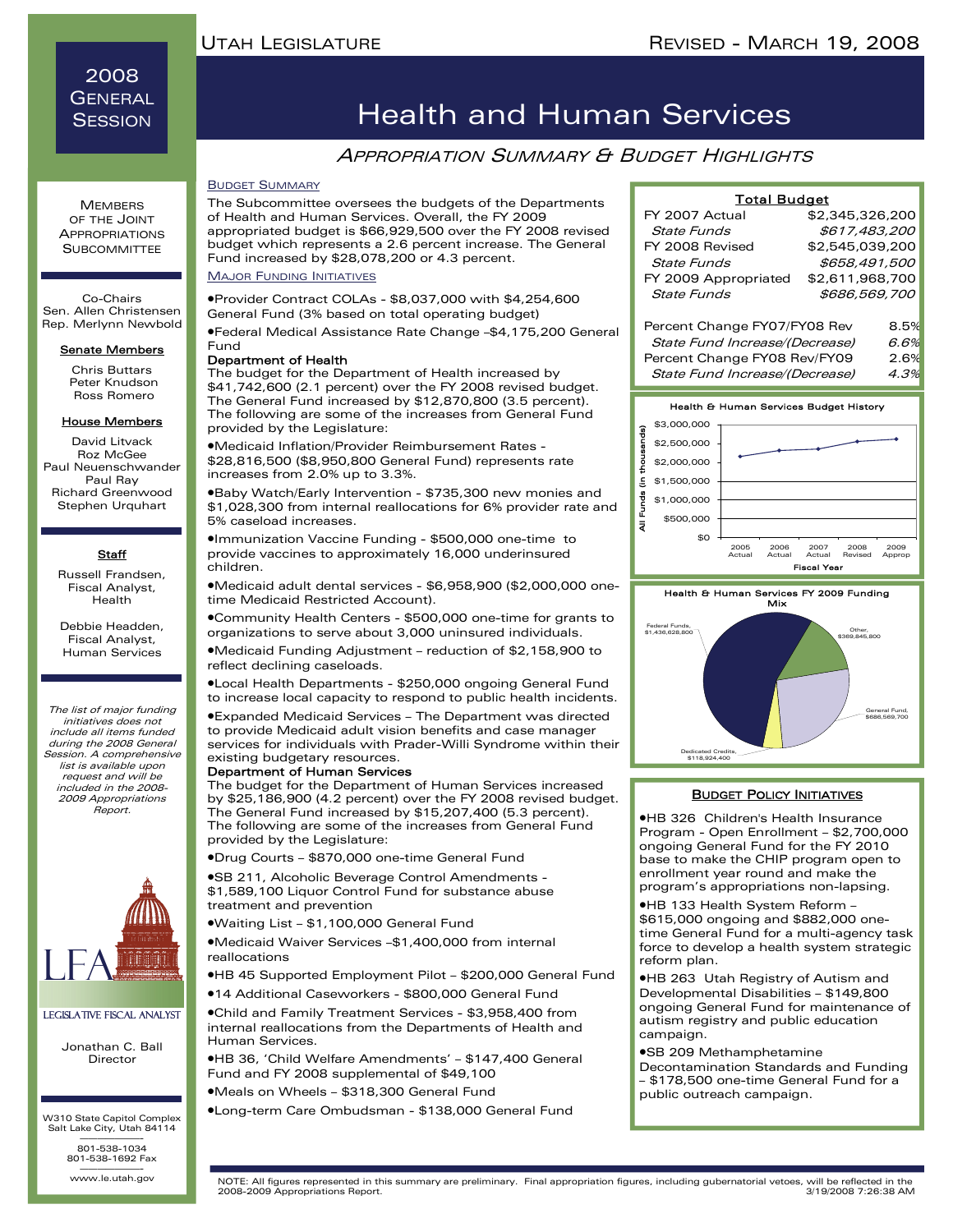# Health and Human Services

## *Appropriation Summary & Budget Highlights*

2008 General Session

Utah Legislature — Revised - March 19, 2008

### Members of the Joint Appropriations Subcommittee

**Co-Chairs**
Sen. Allen Christensen
Rep. Merlynn Newbold

**Senate Members**
Chris Buttars
Peter Knudson
Ross Romero

**House Members**
David Litvack
Roz McGee
Paul Neuenschwander
Paul Ray
Richard Greenwood
Stephen Urquhart

**Staff**
Russell Frandsen, Fiscal Analyst, Health

Debbie Headden, Fiscal Analyst, Human Services

*The list of major funding initiatives does not include all items funded during the 2008 General Session. A comprehensive list is available upon request and will be included in the 2008-2009 Appropriations Report.*

LFA — Legislative Fiscal Analyst
Jonathan C. Ball, Director

W310 State Capitol Complex
Salt Lake City, Utah 84114
801-538-1034
801-538-1692 Fax
www.le.utah.gov

### Budget Summary

The Subcommittee oversees the budgets of the Departments of Health and Human Services. Overall, the FY 2009 appropriated budget is $66,929,500 over the FY 2008 revised budget which represents a 2.6 percent increase. The General Fund increased by $28,078,200 or 4.3 percent.

### Major Funding Initiatives

- Provider Contract COLAs - $8,037,000 with $4,254,600 General Fund (3% based on total operating budget)
- Federal Medical Assistance Rate Change –$4,175,200 General Fund

**Department of Health**

The budget for the Department of Health increased by $41,742,600 (2.1 percent) over the FY 2008 revised budget. The General Fund increased by $12,870,800 (3.5 percent). The following are some of the increases from General Fund provided by the Legislature:

- Medicaid Inflation/Provider Reimbursement Rates - $28,816,500 ($8,950,800 General Fund) represents rate increases from 2.0% up to 3.3%.
- Baby Watch/Early Intervention - $735,300 new monies and $1,028,300 from internal reallocations for 6% provider rate and 5% caseload increases.
- Immunization Vaccine Funding - $500,000 one-time to provide vaccines to approximately 16,000 underinsured children.
- Medicaid adult dental services - $6,958,900 ($2,000,000 one-time Medicaid Restricted Account).
- Community Health Centers - $500,000 one-time for grants to organizations to serve about 3,000 uninsured individuals.
- Medicaid Funding Adjustment – reduction of $2,158,900 to reflect declining caseloads.
- Local Health Departments - $250,000 ongoing General Fund to increase local capacity to respond to public health incidents.
- Expanded Medicaid Services – The Department was directed to provide Medicaid adult vision benefits and case manager services for individuals with Prader-Willi Syndrome within their existing budgetary resources.

**Department of Human Services**

The budget for the Department of Human Services increased by $25,186,900 (4.2 percent) over the FY 2008 revised budget. The General Fund increased by $15,207,400 (5.3 percent). The following are some of the increases from General Fund provided by the Legislature:

- Drug Courts – $870,000 one-time General Fund
- SB 211, Alcoholic Beverage Control Amendments - $1,589,100 Liquor Control Fund for substance abuse treatment and prevention
- Waiting List – $1,100,000 General Fund
- Medicaid Waiver Services –$1,400,000 from internal reallocations
- HB 45 Supported Employment Pilot – $200,000 General Fund
- 14 Additional Caseworkers - $800,000 General Fund
- Child and Family Treatment Services - $3,958,400 from internal reallocations from the Departments of Health and Human Services.
- HB 36, 'Child Welfare Amendments' – $147,400 General Fund and FY 2008 supplemental of $49,100
- Meals on Wheels – $318,300 General Fund
- Long-term Care Ombudsman - $138,000 General Fund

### Total Budget

| | |
|---|---|
| FY 2007 Actual | $2,345,326,200 |
| *State Funds* | *$617,483,200* |
| FY 2008 Revised | $2,545,039,200 |
| *State Funds* | *$658,491,500* |
| FY 2009 Appropriated | $2,611,968,700 |
| *State Funds* | *$686,569,700* |
| Percent Change FY07/FY08 Rev | 8.5% |
| *State Fund Increase/(Decrease)* | *6.6%* |
| Percent Change FY08 Rev/FY09 | 2.6% |
| *State Fund Increase/(Decrease)* | *4.3%* |

**Health & Human Services Budget History**

All Funds (in thousands): $0 – $3,000,000; Fiscal Year: 2005 Actual, 2006 Actual, 2007 Actual, 2008 Revised, 2009 Approp

**Health & Human Services FY 2009 Funding Mix**

- Federal Funds, $1,436,628,800
- Other, $369,845,800
- General Fund, $686,569,700
- Dedicated Credits, $118,924,400

### Budget Policy Initiatives

- HB 326 Children's Health Insurance Program - Open Enrollment – $2,700,000 ongoing General Fund for the FY 2010 base to make the CHIP program open to enrollment year round and make the program's appropriations non-lapsing.
- HB 133 Health System Reform – $615,000 ongoing and $882,000 one-time General Fund for a multi-agency task force to develop a health system strategic reform plan.
- HB 263 Utah Registry of Autism and Developmental Disabilities – $149,800 ongoing General Fund for maintenance of autism registry and public education campaign.
- SB 209 Methamphetamine Decontamination Standards and Funding – $178,500 one-time General Fund for a public outreach campaign.

NOTE: All figures represented in this summary are preliminary. Final appropriation figures, including gubernatorial vetoes, will be reflected in the 2008-2009 Appropriations Report. 3/19/2008 7:26:38 AM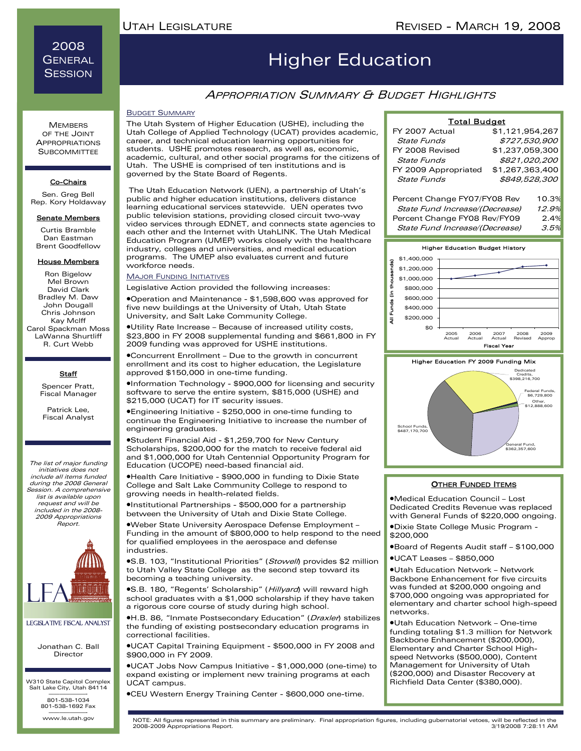# 2008 General Session

# Higher Education

## Appropriation Summary & Budget Highlights

### Budget Summary

The Utah System of Higher Education (USHE), including the Utah College of Applied Technology (UCAT) provides academic, career, and technical education learning opportunities for students. USHE promotes research, as well as, economic, academic, cultural, and other social programs for the citizens of Utah. The USHE is comprised of ten institutions and is governed by the State Board of Regents.

The Utah Education Network (UEN), a partnership of Utah's public and higher education institutions, delivers distance learning educational services statewide. UEN operates two public television stations, providing closed circuit two-way video services through EDNET, and connects state agencies to each other and the Internet with UtahLINK. The Utah Medical Education Program (UMEP) works closely with the healthcare industry, colleges and universities, and medical education programs. The UMEP also evaluates current and future workforce needs.

### Major Funding Initiatives

Legislative Action provided the following increases:

- Operation and Maintenance - $1,598,600 was approved for five new buildings at the University of Utah, Utah State University, and Salt Lake Community College.
- Utility Rate Increase – Because of increased utility costs, $23,800 in FY 2008 supplemental funding and $661,800 in FY 2009 funding was approved for USHE institutions.
- Concurrent Enrollment – Due to the growth in concurrent enrollment and its cost to higher education, the Legislature approved $150,000 in one-time funding.
- Information Technology - $900,000 for licensing and security software to serve the entire system, $815,000 (USHE) and $215,000 (UCAT) for IT security issues.
- Engineering Initiative - $250,000 in one-time funding to continue the Engineering Initiative to increase the number of engineering graduates.
- Student Financial Aid - $1,259,700 for New Century Scholarships, $200,000 for the match to receive federal aid and $1,000,000 for Utah Centennial Opportunity Program for Education (UCOPE) need-based financial aid.
- Health Care Initiative - $900,000 in funding to Dixie State College and Salt Lake Community College to respond to growing needs in health-related fields.
- Institutional Partnerships - $500,000 for a partnership between the University of Utah and Dixie State College.
- Weber State University Aerospace Defense Employment – Funding in the amount of $800,000 to help respond to the need for qualified employees in the aerospace and defense industries.
- S.B. 103, "Institutional Priorities" (*Stowell*) provides $2 million to Utah Valley State College as the second step toward its becoming a teaching university.
- S.B. 180, "Regents' Scholarship" (*Hillyard*) will reward high school graduates with a $1,000 scholarship if they have taken a rigorous core course of study during high school.
- H.B. 86, "Inmate Postsecondary Education" (*Draxler*) stabilizes the funding of existing postsecondary education programs in correctional facilities.
- UCAT Capital Training Equipment - $500,000 in FY 2008 and $900,000 in FY 2009.
- UCAT Jobs Now Campus Initiative - $1,000,000 (one-time) to expand existing or implement new training programs at each UCAT campus.
- CEU Western Energy Training Center - $600,000 one-time.

### Total Budget

| | |
|---|---|
| FY 2007 Actual | $1,121,954,267 |
| *State Funds* | *$727,530,900* |
| FY 2008 Revised | $1,237,059,300 |
| *State Funds* | *$821,020,200* |
| FY 2009 Appropriated | $1,267,363,400 |
| *State Funds* | *$849,528,300* |
| Percent Change FY07/FY08 Rev | 10.3% |
| *State Fund Increase/(Decrease)* | *12.9%* |
| Percent Change FY08 Rev/FY09 | 2.4% |
| *State Fund Increase/(Decrease)* | *3.5%* |

**Higher Education Budget History**

All Funds (in thousands), Fiscal Year: 2005 Actual, 2006 Actual, 2007 Actual, 2008 Revised, 2009 Approp ($0 – $1,400,000 scale)

**Higher Education FY 2009 Funding Mix**

| Source | Amount |
|---|---|
| Dedicated Credits | $398,216,700 |
| Federal Funds | $6,729,800 |
| Other | $12,888,600 |
| General Fund | $362,357,600 |
| School Funds | $487,170,700 |

### Other Funded Items

- Medical Education Council – Lost Dedicated Credits Revenue was replaced with General Funds of $220,000 ongoing.
- Dixie State College Music Program - $200,000
- Board of Regents Audit staff – $100,000
- UCAT Leases – $850,000
- Utah Education Network – Network Backbone Enhancement for five circuits was funded at $200,000 ongoing and $700,000 ongoing was appropriated for elementary and charter school high-speed networks.
- Utah Education Network – One-time funding totaling $1.3 million for Network Backbone Enhancement ($200,000), Elementary and Charter School High-speed Networks ($500,000), Content Management for University of Utah ($200,000) and Disaster Recovery at Richfield Data Center ($380,000).

---

**Members of the Joint Appropriations Subcommittee**

**Co-Chairs**
Sen. Greg Bell
Rep. Kory Holdaway

**Senate Members**
Curtis Bramble
Dan Eastman
Brent Goodfellow

**House Members**
Ron Bigelow
Mel Brown
David Clark
Bradley M. Daw
John Dougall
Chris Johnson
Kay McIff
Carol Spackman Moss
LaWanna Shurtliff
R. Curt Webb

**Staff**
Spencer Pratt, Fiscal Manager

Patrick Lee, Fiscal Analyst

*The list of major funding initiatives does not include all items funded during the 2008 General Session. A comprehensive list is available upon request and will be included in the 2008-2009 Appropriations Report.*

LFA — Legislative Fiscal Analyst

Jonathan C. Ball
Director

W310 State Capitol Complex
Salt Lake City, Utah 84114

801-538-1034
801-538-1692 Fax

www.le.utah.gov

NOTE: All figures represented in this summary are preliminary. Final appropriation figures, including gubernatorial vetoes, will be reflected in the 2008-2009 Appropriations Report.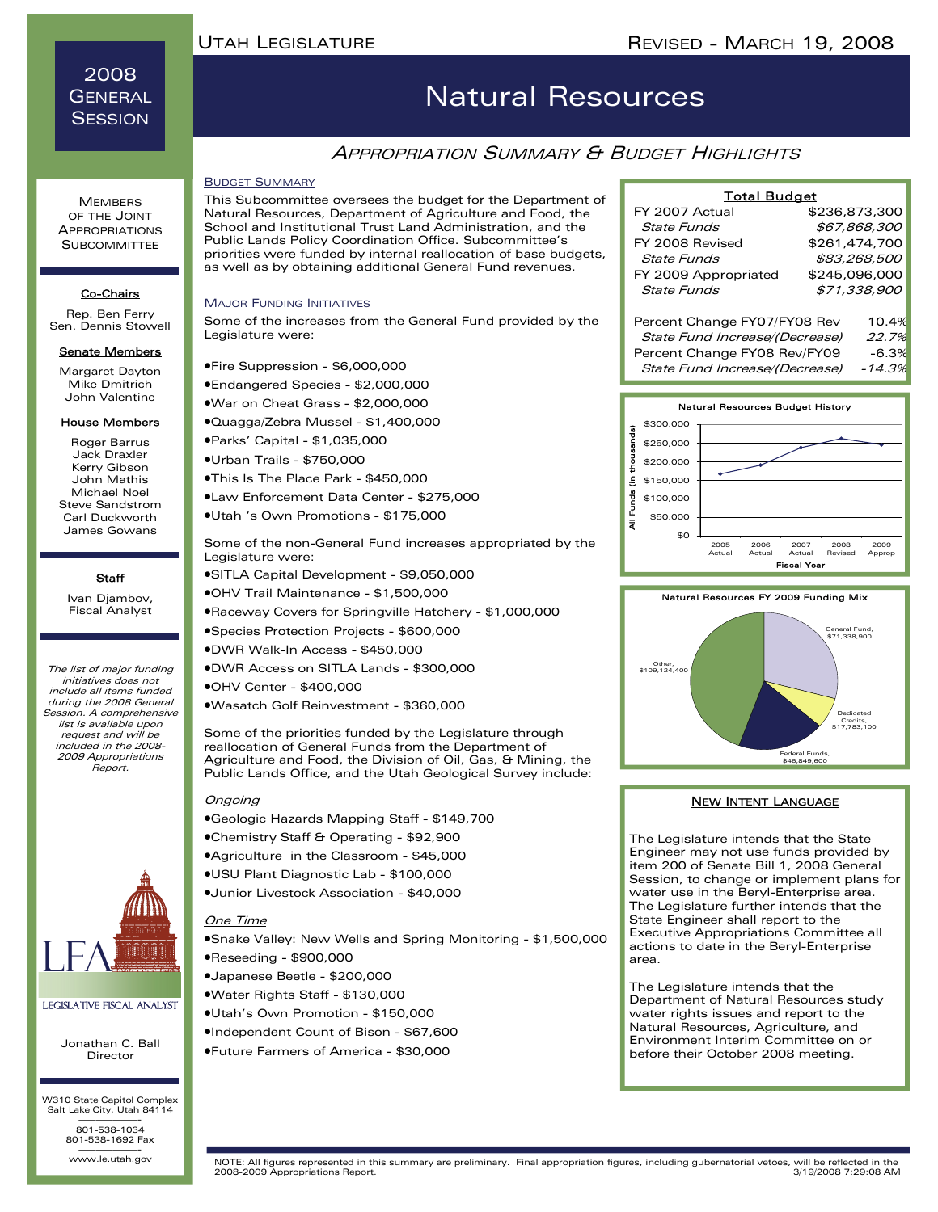# Natural Resources

## Appropriation Summary & Budget Highlights

2008 General Session

### Budget Summary

This Subcommittee oversees the budget for the Department of Natural Resources, Department of Agriculture and Food, the School and Institutional Trust Land Administration, and the Public Lands Policy Coordination Office. Subcommittee's priorities were funded by internal reallocation of base budgets, as well as by obtaining additional General Fund revenues.

### Major Funding Initiatives

Some of the increases from the General Fund provided by the Legislature were:

- Fire Suppression - $6,000,000
- Endangered Species - $2,000,000
- War on Cheat Grass - $2,000,000
- Quagga/Zebra Mussel - $1,400,000
- Parks' Capital - $1,035,000
- Urban Trails - $750,000
- This Is The Place Park - $450,000
- Law Enforcement Data Center - $275,000
- Utah 's Own Promotions - $175,000

Some of the non-General Fund increases appropriated by the Legislature were:

- SITLA Capital Development - $9,050,000
- OHV Trail Maintenance - $1,500,000
- Raceway Covers for Springville Hatchery - $1,000,000
- Species Protection Projects - $600,000
- DWR Walk-In Access - $450,000
- DWR Access on SITLA Lands - $300,000
- OHV Center - $400,000
- Wasatch Golf Reinvestment - $360,000

Some of the priorities funded by the Legislature through reallocation of General Funds from the Department of Agriculture and Food, the Division of Oil, Gas, & Mining, the Public Lands Office, and the Utah Geological Survey include:

*Ongoing*

- Geologic Hazards Mapping Staff - $149,700
- Chemistry Staff & Operating - $92,900
- Agriculture in the Classroom - $45,000
- USU Plant Diagnostic Lab - $100,000
- Junior Livestock Association - $40,000

*One Time*

- Snake Valley: New Wells and Spring Monitoring - $1,500,000
- Reseeding - $900,000
- Japanese Beetle - $200,000
- Water Rights Staff - $130,000
- Utah's Own Promotion - $150,000
- Independent Count of Bison - $67,600
- Future Farmers of America - $30,000

### Total Budget

| | |
|---|---|
| FY 2007 Actual | $236,873,300 |
| *State Funds* | *$67,868,300* |
| FY 2008 Revised | $261,474,700 |
| *State Funds* | *$83,268,500* |
| FY 2009 Appropriated | $245,096,000 |
| *State Funds* | *$71,338,900* |
| Percent Change FY07/FY08 Rev | 10.4% |
| *State Fund Increase/(Decrease)* | *22.7%* |
| Percent Change FY08 Rev/FY09 | -6.3% |
| *State Fund Increase/(Decrease)* | *-14.3%* |

**Natural Resources Budget History**

All Funds (in thousands), by Fiscal Year: 2005 Actual, 2006 Actual, 2007 Actual, 2008 Revised, 2009 Approp

**Natural Resources FY 2009 Funding Mix**

- General Fund, $71,338,900
- Dedicated Credits, $17,783,100
- Federal Funds, $46,849,600
- Other, $109,124,400

### New Intent Language

The Legislature intends that the State Engineer may not use funds provided by item 200 of Senate Bill 1, 2008 General Session, to change or implement plans for water use in the Beryl-Enterprise area. The Legislature further intends that the State Engineer shall report to the Executive Appropriations Committee all actions to date in the Beryl-Enterprise area.

The Legislature intends that the Department of Natural Resources study water rights issues and report to the Natural Resources, Agriculture, and Environment Interim Committee on or before their October 2008 meeting.

---

**Members of the Joint Appropriations Subcommittee**

**Co-Chairs**
Rep. Ben Ferry
Sen. Dennis Stowell

**Senate Members**
Margaret Dayton
Mike Dmitrich
John Valentine

**House Members**
Roger Barrus
Jack Draxler
Kerry Gibson
John Mathis
Michael Noel
Steve Sandstrom
Carl Duckworth
James Gowans

**Staff**
Ivan Djambov,
Fiscal Analyst

*The list of major funding initiatives does not include all items funded during the 2008 General Session. A comprehensive list is available upon request and will be included in the 2008-2009 Appropriations Report.*

LFA — Legislative Fiscal Analyst

Jonathan C. Ball
Director

W310 State Capitol Complex
Salt Lake City, Utah 84114

801-538-1034
801-538-1692 Fax

www.le.utah.gov

NOTE: All figures represented in this summary are preliminary. Final appropriation figures, including gubernatorial vetoes, will be reflected in the 2008-2009 Appropriations Report.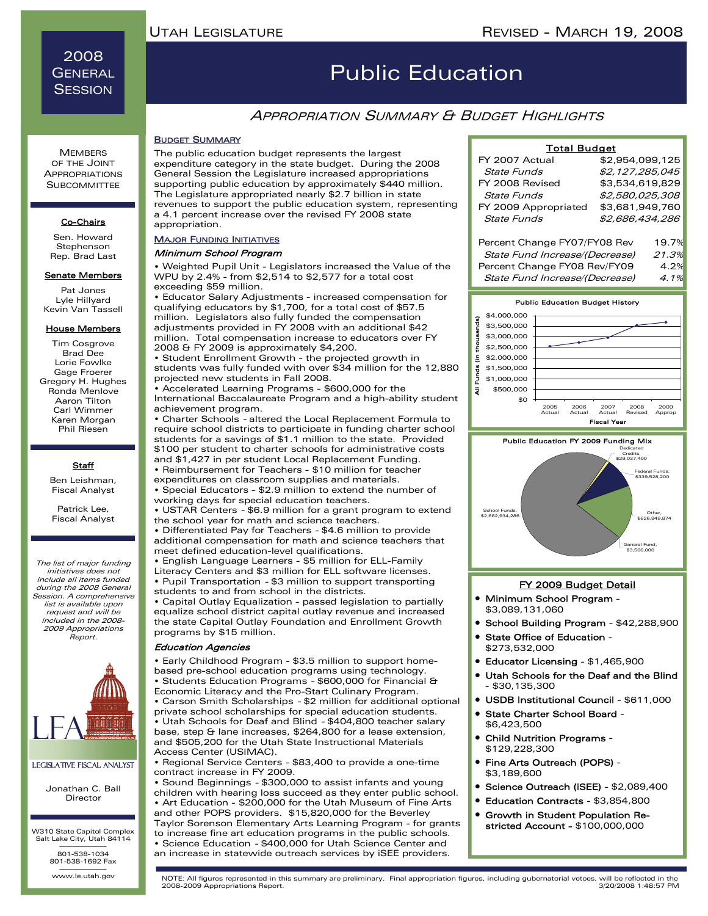# Public Education

2008 General Session

## Appropriation Summary & Budget Highlights

### Budget Summary

The public education budget represents the largest expenditure category in the state budget. During the 2008 General Session the Legislature increased appropriations supporting public education by approximately $440 million. The Legislature appropriated nearly $2.7 billion in state revenues to support the public education system, representing a 4.1 percent increase over the revised FY 2008 state appropriation.

### Major Funding Initiatives

#### *Minimum School Program*

- Weighted Pupil Unit - Legislators increased the Value of the WPU by 2.4% - from $2,514 to $2,577 for a total cost exceeding $59 million.
- Educator Salary Adjustments - increased compensation for qualifying educators by $1,700, for a total cost of $57.5 million. Legislators also fully funded the compensation adjustments provided in FY 2008 with an additional $42 million. Total compensation increase to educators over FY 2008 & FY 2009 is approximately $4,200.
- Student Enrollment Growth - the projected growth in students was fully funded with over $34 million for the 12,880 projected new students in Fall 2008.
- Accelerated Learning Programs - $600,000 for the International Baccalaureate Program and a high-ability student achievement program.
- Charter Schools - altered the Local Replacement Formula to require school districts to participate in funding charter school students for a savings of $1.1 million to the state. Provided $100 per student to charter schools for administrative costs and $1,427 in per student Local Replacement Funding.
- Reimbursement for Teachers - $10 million for teacher expenditures on classroom supplies and materials.
- Special Educators - $2.9 million to extend the number of working days for special education teachers.
- USTAR Centers - $6.9 million for a grant program to extend the school year for math and science teachers.
- Differentiated Pay for Teachers - $4.6 million to provide additional compensation for math and science teachers that meet defined education-level qualifications.
- English Language Learners - $5 million for ELL-Family Literacy Centers and $3 million for ELL software licenses.
- Pupil Transportation - $3 million to support transporting students to and from school in the districts.
- Capital Outlay Equalization - passed legislation to partially equalize school district capital outlay revenue and increased the state Capital Outlay Foundation and Enrollment Growth programs by $15 million.

#### *Education Agencies*

- Early Childhood Program - $3.5 million to support home-based pre-school education programs using technology.
- Students Education Programs - $600,000 for Financial & Economic Literacy and the Pro-Start Culinary Program.
- Carson Smith Scholarships - $2 million for additional optional private school scholarships for special education students.
- Utah Schools for Deaf and Blind - $404,800 teacher salary base, step & lane increases, $264,800 for a lease extension, and $505,200 for the Utah State Instructional Materials Access Center (USIMAC).
- Regional Service Centers - $83,400 to provide a one-time contract increase in FY 2009.
- Sound Beginnings - $300,000 to assist infants and young children with hearing loss succeed as they enter public school.
- Art Education - $200,000 for the Utah Museum of Fine Arts and other POPS providers. $15,820,000 for the Beverley Taylor Sorenson Elementary Arts Learning Program - for grants to increase fine art education programs in the public schools.
- Science Education - $400,000 for Utah Science Center and an increase in statewide outreach services by iSEE providers.

### Total Budget

| | |
|---|---|
| FY 2007 Actual | $2,954,099,125 |
| *State Funds* | *$2,127,285,045* |
| FY 2008 Revised | $3,534,619,829 |
| *State Funds* | *$2,580,025,308* |
| FY 2009 Appropriated | $3,681,949,760 |
| *State Funds* | *$2,686,434,286* |
| Percent Change FY07/FY08 Rev | 19.7% |
| *State Fund Increase/(Decrease)* | *21.3%* |
| Percent Change FY08 Rev/FY09 | 4.2% |
| *State Fund Increase/(Decrease)* | *4.1%* |

**Public Education Budget History**

All Funds (in thousands), Fiscal Year: 2005 Actual, 2006 Actual, 2007 Actual, 2008 Revised, 2009 Approp

**Public Education FY 2009 Funding Mix**

- Dedicated Credits, $29,037,400
- Federal Funds, $339,528,200
- Other, $626,949,874
- General Fund, $3,500,000
- School Funds, $2,682,934,286

### FY 2009 Budget Detail

- **Minimum School Program** - $3,089,131,060
- **School Building Program** - $42,288,900
- **State Office of Education** - $273,532,000
- **Educator Licensing** - $1,465,900
- **Utah Schools for the Deaf and the Blind** - $30,135,300
- **USDB Institutional Council** - $611,000
- **State Charter School Board** - $6,423,500
- **Child Nutrition Programs** - $129,228,300
- **Fine Arts Outreach (POPS)** - $3,189,600
- **Science Outreach (iSEE)** - $2,089,400
- **Education Contracts** - $3,854,800
- **Growth in Student Population Restricted Account** - $100,000,000

---

Members of the Joint Appropriations Subcommittee

**Co-Chairs**
Sen. Howard Stephenson
Rep. Brad Last

**Senate Members**
Pat Jones
Lyle Hillyard
Kevin Van Tassell

**House Members**
Tim Cosgrove
Brad Dee
Lorie Fowlke
Gage Froerer
Gregory H. Hughes
Ronda Menlove
Aaron Tilton
Carl Wimmer
Karen Morgan
Phil Riesen

**Staff**
Ben Leishman, Fiscal Analyst
Patrick Lee, Fiscal Analyst

*The list of major funding initiatives does not include all items funded during the 2008 General Session. A comprehensive list is available upon request and will be included in the 2008-2009 Appropriations Report.*

Legislative Fiscal Analyst
Jonathan C. Ball, Director

W310 State Capitol Complex
Salt Lake City, Utah 84114
801-538-1034
801-538-1692 Fax
www.le.utah.gov

NOTE: All figures represented in this summary are preliminary. Final appropriation figures, including gubernatorial vetoes, will be reflected in the 2008-2009 Appropriations Report.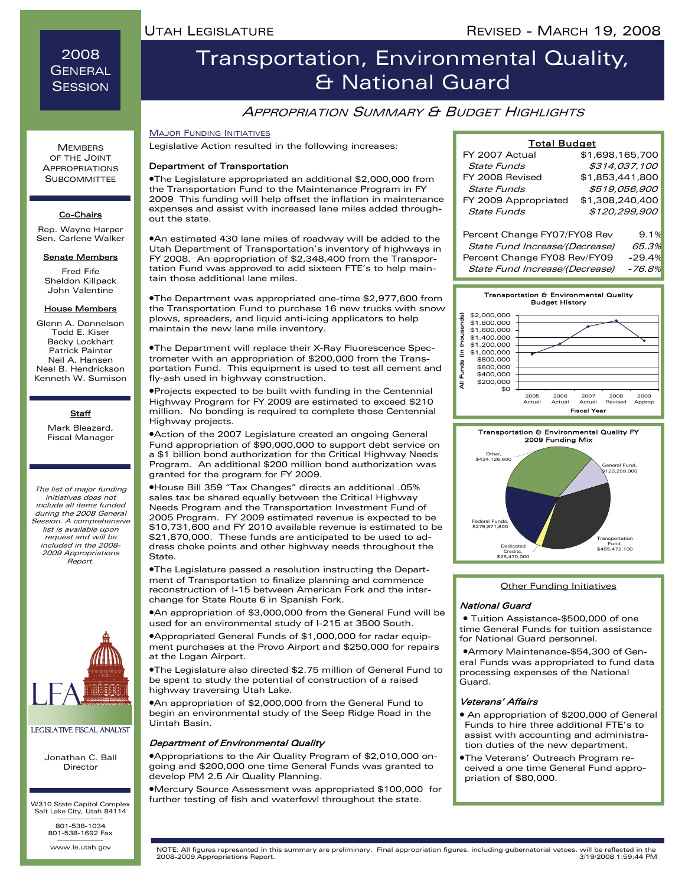UTAH LEGISLATURE

REVISED - MARCH 19, 2008

2008 GENERAL SESSION

# Transportation, Environmental Quality, & National Guard

## *APPROPRIATION SUMMARY & BUDGET HIGHLIGHTS*

MEMBERS OF THE JOINT APPROPRIATIONS SUBCOMMITTEE

**Co-Chairs**

Rep. Wayne Harper
Sen. Carlene Walker

**Senate Members**

Fred Fife
Sheldon Killpack
John Valentine

**House Members**

Glenn A. Donnelson
Todd E. Kiser
Becky Lockhart
Patrick Painter
Neil A. Hansen
Neal B. Hendrickson
Kenneth W. Sumison

**Staff**

Mark Bleazard, Fiscal Manager

*The list of major funding initiatives does not include all items funded during the 2008 General Session. A comprehensive list is available upon request and will be included in the 2008-2009 Appropriations Report.*

LFA LEGISLATIVE FISCAL ANALYST

Jonathan C. Ball
Director

W310 State Capitol Complex
Salt Lake City, Utah 84114

801-538-1034
801-538-1692 Fax

www.le.utah.gov

### MAJOR FUNDING INITIATIVES

Legislative Action resulted in the following increases:

**Department of Transportation**

- The Legislature appropriated an additional $2,000,000 from the Transportation Fund to the Maintenance Program in FY 2009 This funding will help offset the inflation in maintenance expenses and assist with increased lane miles added throughout the state.
- An estimated 430 lane miles of roadway will be added to the Utah Department of Transportation's inventory of highways in FY 2008. An appropriation of $2,348,400 from the Transportation Fund was approved to add sixteen FTE's to help maintain those additional lane miles.
- The Department was appropriated one-time $2,977,600 from the Transportation Fund to purchase 16 new trucks with snow plows, spreaders, and liquid anti-icing applicators to help maintain the new lane mile inventory.
- The Department will replace their X-Ray Fluorescence Spectrometer with an appropriation of $200,000 from the Transportation Fund. This equipment is used to test all cement and fly-ash used in highway construction.
- Projects expected to be built with funding in the Centennial Highway Program for FY 2009 are estimated to exceed $210 million. No bonding is required to complete those Centennial Highway projects.
- Action of the 2007 Legislature created an ongoing General Fund appropriation of $90,000,000 to support debt service on a $1 billion bond authorization for the Critical Highway Needs Program. An additional $200 million bond authorization was granted for the program for FY 2009.
- House Bill 359 "Tax Changes" directs an additional .05% sales tax be shared equally between the Critical Highway Needs Program and the Transportation Investment Fund of 2005 Program. FY 2009 estimated revenue is expected to be $10,731,600 and FY 2010 available revenue is estimated to be $21,870,000. These funds are anticipated to be used to address choke points and other highway needs throughout the State.
- The Legislature passed a resolution instructing the Department of Transportation to finalize planning and commence reconstruction of I-15 between American Fork and the interchange for State Route 6 in Spanish Fork.
- An appropriation of $3,000,000 from the General Fund will be used for an environmental study of I-215 at 3500 South.
- Appropriated General Funds of $1,000,000 for radar equipment purchases at the Provo Airport and $250,000 for repairs at the Logan Airport.
- The Legislature also directed $2.75 million of General Fund to be spent to study the potential of construction of a raised highway traversing Utah Lake.
- An appropriation of $2,000,000 from the General Fund to begin an environmental study of the Seep Ridge Road in the Uintah Basin.

***Department of Environmental Quality***

- Appropriations to the Air Quality Program of $2,010,000 ongoing and $200,000 one time General Funds was granted to develop PM 2.5 Air Quality Planning.
- Mercury Source Assessment was appropriated $100,000 for further testing of fish and waterfowl throughout the state.

| Total Budget | |
|---|---|
| FY 2007 Actual | $1,698,165,700 |
| *State Funds* | *$314,037,100* |
| FY 2008 Revised | $1,853,441,800 |
| *State Funds* | *$519,056,900* |
| FY 2009 Appropriated | $1,308,240,400 |
| *State Funds* | *$120,299,900* |
| | |
| Percent Change FY07/FY08 Rev | 9.1% |
| *State Fund Increase/(Decrease)* | *65.3%* |
| Percent Change FY08 Rev/FY09 | -29.4% |
| *State Fund Increase/(Decrease)* | *-76.8%* |

Transportation & Environmental Quality Budget History

All Funds (in thousands)
$2,000,000
$1,800,000
$1,600,000
$1,400,000
$1,200,000
$1,000,000
$800,000
$600,000
$400,000
$200,000
$0

2005 Actual
2006 Actual
2007 Actual
2008 Revised
2009 Approp

Fiscal Year

Transportation & Environmental Quality FY 2009 Funding Mix

Other, $424,126,600
General Fund, $120,299,900
Transportation Fund, $455,472,100
Dedicated Credits, $28,470,000
Federal Funds, $279,871,800

### Other Funding Initiatives

***National Guard***

- Tuition Assistance-$500,000 of one time General Funds for tuition assistance for National Guard personnel.
- Armory Maintenance-$54,300 of General Funds was appropriated to fund data processing expenses of the National Guard.

***Veterans' Affairs***

- An appropriation of $200,000 of General Funds to hire three additional FTE's to assist with accounting and administration duties of the new department.
- The Veterans' Outreach Program received a one time General Fund appropriation of $80,000.

NOTE: All figures represented in this summary are preliminary. Final appropriation figures, including gubernatorial vetoes, will be reflected in the 2008-2009 Appropriations Report. 3/19/2008 1:59:44 PM